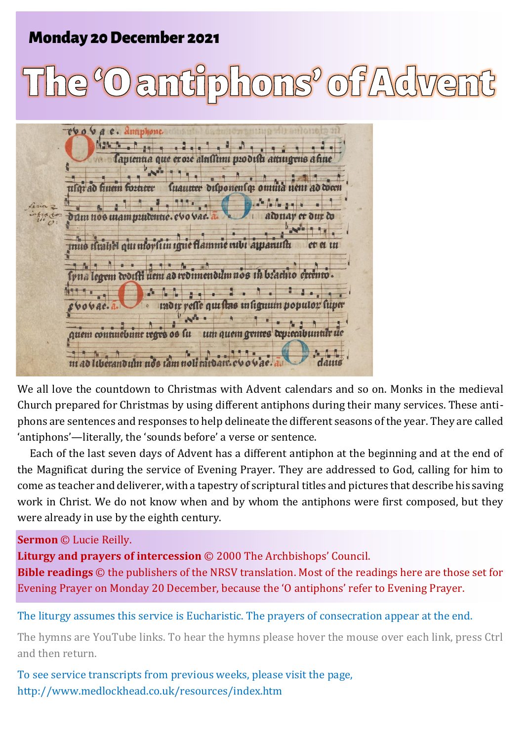**Monday 20 December 2021**

# The 'O antiphons' of Advent

We all love the countdown to Christmas with Advent calendars and so on. Monks in the medieval Church prepared for Christmas by using different antiphons during their many services. These antiphons are sentences and responses to help delineate the different seasons of the year. They are called 'antiphons'—literally, the 'sounds before' a verse or sentence.

Each of the last seven days of Advent has a different antiphon at the beginning and at the end of the Magnificat during the service of Evening Prayer. They are addressed to God, calling for him to come as teacher and deliverer, with a tapestry of scriptural titles and pictures that describe his saving work in Christ. We do not know when and by whom the antiphons were first composed, but they were already in use by the eighth century.

**Sermon** © Lucie Reilly.
**Liturgy and prayers of intercession** © 2000 The Archbishops' Council.
**Bible readings** © the publishers of the NRSV translation. Most of the readings here are those set for Evening Prayer on Monday 20 December, because the 'O antiphons' refer to Evening Prayer.

The liturgy assumes this service is Eucharistic. The prayers of consecration appear at the end.

The hymns are YouTube links. To hear the hymns please hover the mouse over each link, press Ctrl and then return.

To see service transcripts from previous weeks, please visit the page, http://www.medlockhead.co.uk/resources/index.htm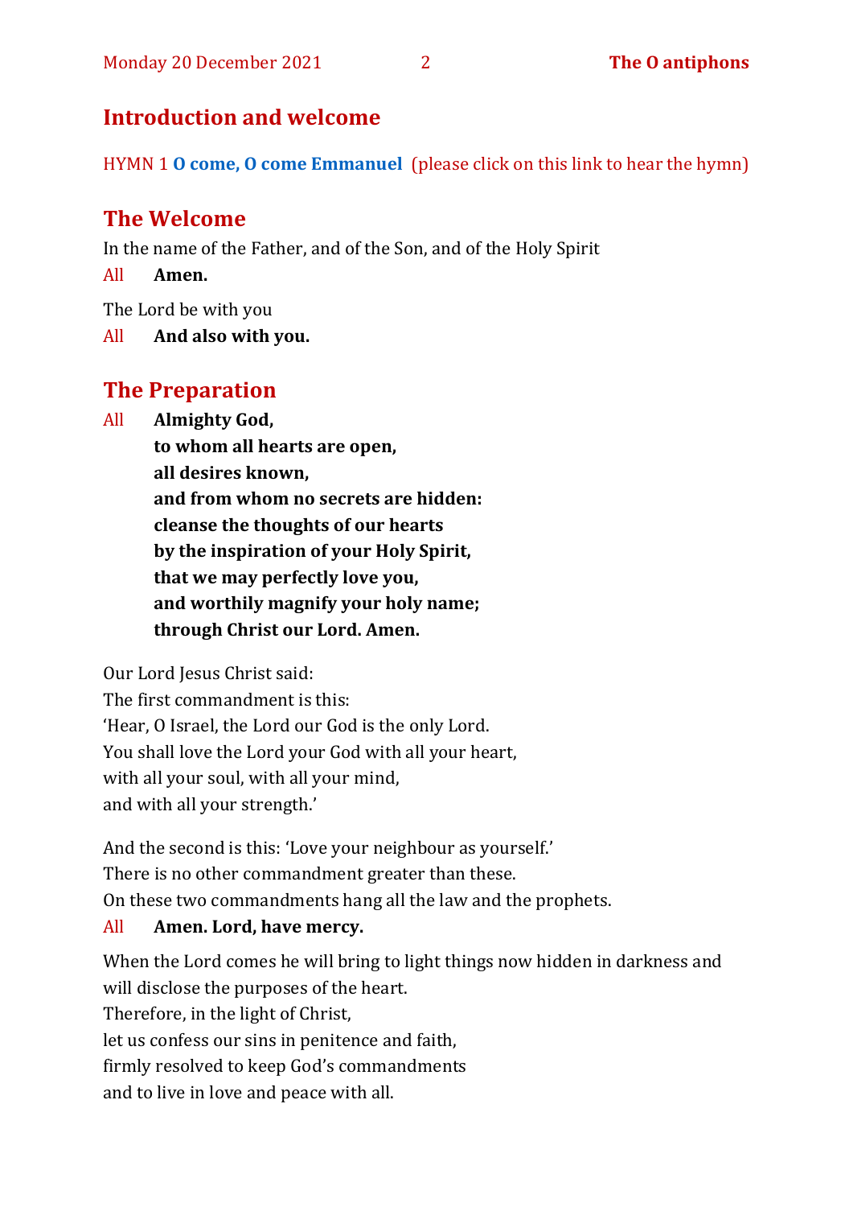## Introduction and welcome

HYMN 1 **O come, O come Emmanuel** (please click on this link to hear the hymn)

## The Welcome

In the name of the Father, and of the Son, and of the Holy Spirit

All **Amen.**

The Lord be with you

All **And also with you.**

## The Preparation

All **Almighty God,**
**to whom all hearts are open,**
**all desires known,**
**and from whom no secrets are hidden:**
**cleanse the thoughts of our hearts**
**by the inspiration of your Holy Spirit,**
**that we may perfectly love you,**
**and worthily magnify your holy name;**
**through Christ our Lord. Amen.**

Our Lord Jesus Christ said:
The first commandment is this:
'Hear, O Israel, the Lord our God is the only Lord.
You shall love the Lord your God with all your heart,
with all your soul, with all your mind,
and with all your strength.'

And the second is this: 'Love your neighbour as yourself.'
There is no other commandment greater than these.
On these two commandments hang all the law and the prophets.

All **Amen. Lord, have mercy.**

When the Lord comes he will bring to light things now hidden in darkness and will disclose the purposes of the heart.
Therefore, in the light of Christ,
let us confess our sins in penitence and faith,
firmly resolved to keep God's commandments
and to live in love and peace with all.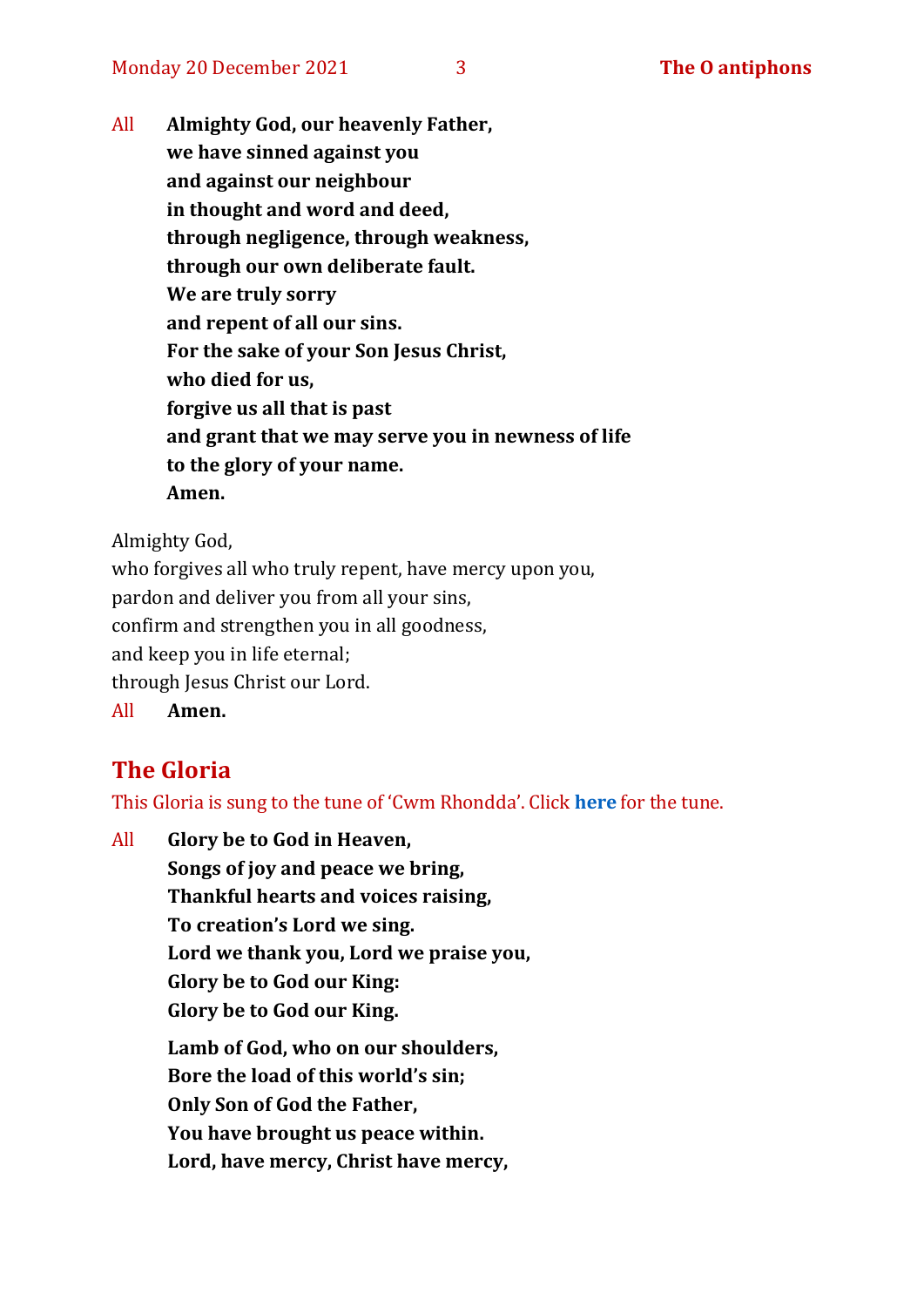All **Almighty God, our heavenly Father,**
**we have sinned against you**
**and against our neighbour**
**in thought and word and deed,**
**through negligence, through weakness,**
**through our own deliberate fault.**
**We are truly sorry**
**and repent of all our sins.**
**For the sake of your Son Jesus Christ,**
**who died for us,**
**forgive us all that is past**
**and grant that we may serve you in newness of life**
**to the glory of your name.**
**Amen.**

Almighty God,
who forgives all who truly repent, have mercy upon you,
pardon and deliver you from all your sins,
confirm and strengthen you in all goodness,
and keep you in life eternal;
through Jesus Christ our Lord.

All **Amen.**

## The Gloria

This Gloria is sung to the tune of 'Cwm Rhondda'. Click **here** for the tune.

All **Glory be to God in Heaven,**
**Songs of joy and peace we bring,**
**Thankful hearts and voices raising,**
**To creation's Lord we sing.**
**Lord we thank you, Lord we praise you,**
**Glory be to God our King:**
**Glory be to God our King.**

**Lamb of God, who on our shoulders,**
**Bore the load of this world's sin;**
**Only Son of God the Father,**
**You have brought us peace within.**
**Lord, have mercy, Christ have mercy,**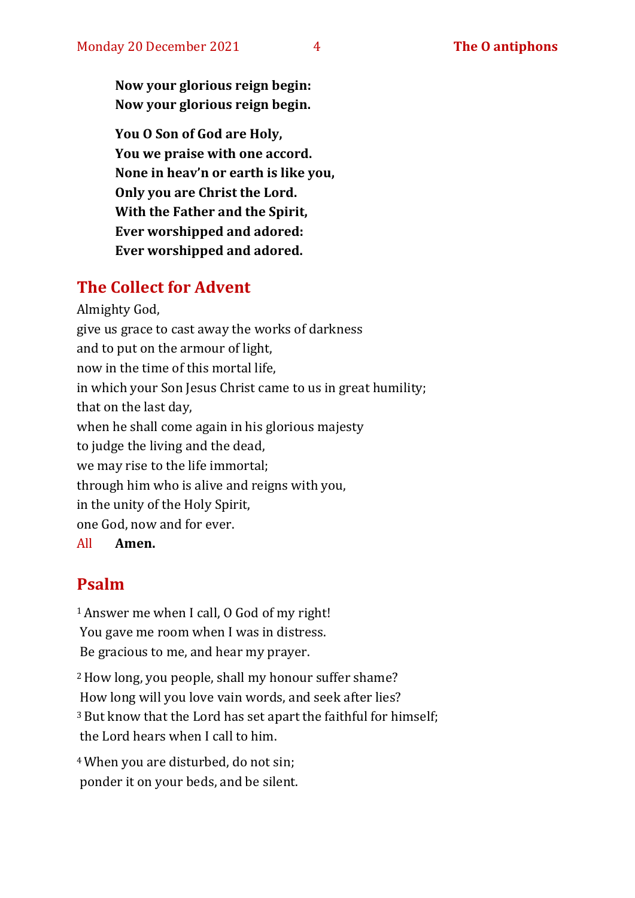**Now your glorious reign begin:**
**Now your glorious reign begin.**

**You O Son of God are Holy,**
**You we praise with one accord.**
**None in heav'n or earth is like you,**
**Only you are Christ the Lord.**
**With the Father and the Spirit,**
**Ever worshipped and adored:**
**Ever worshipped and adored.**

## The Collect for Advent

Almighty God,
give us grace to cast away the works of darkness
and to put on the armour of light,
now in the time of this mortal life,
in which your Son Jesus Christ came to us in great humility;
that on the last day,
when he shall come again in his glorious majesty
to judge the living and the dead,
we may rise to the life immortal;
through him who is alive and reigns with you,
in the unity of the Holy Spirit,
one God, now and for ever.

All **Amen.**

## Psalm

[1] Answer me when I call, O God of my right!
You gave me room when I was in distress.
Be gracious to me, and hear my prayer.

[2] How long, you people, shall my honour suffer shame?
How long will you love vain words, and seek after lies?
[3] But know that the Lord has set apart the faithful for himself;
the Lord hears when I call to him.

[4] When you are disturbed, do not sin;
ponder it on your beds, and be silent.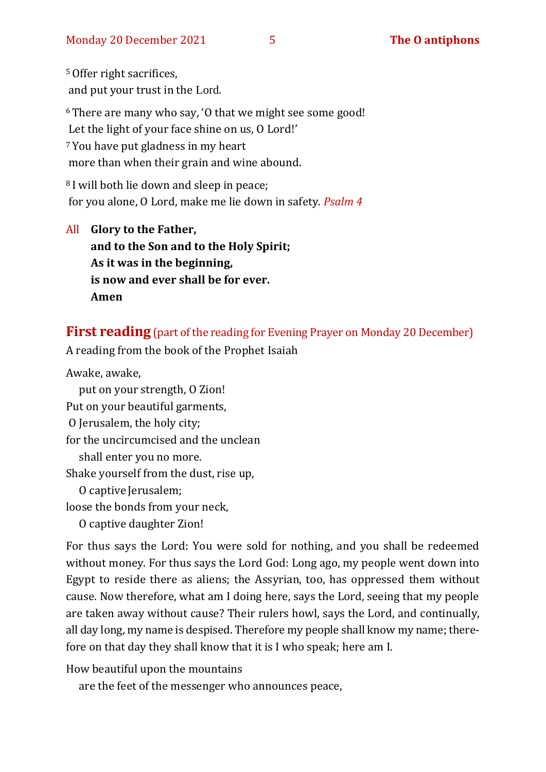[5] Offer right sacrifices,
and put your trust in the Lord.

[6] There are many who say, 'O that we might see some good!
Let the light of your face shine on us, O Lord!'
[7] You have put gladness in my heart
more than when their grain and wine abound.

[8] I will both lie down and sleep in peace;
for you alone, O Lord, make me lie down in safety. *Psalm 4*

All **Glory to the Father,**
**and to the Son and to the Holy Spirit;**
**As it was in the beginning,**
**is now and ever shall be for ever.**
**Amen**

## First reading (part of the reading for Evening Prayer on Monday 20 December)

A reading from the book of the Prophet Isaiah

Awake, awake,
put on your strength, O Zion!
Put on your beautiful garments,
O Jerusalem, the holy city;
for the uncircumcised and the unclean
shall enter you no more.
Shake yourself from the dust, rise up,
O captive Jerusalem;
loose the bonds from your neck,
O captive daughter Zion!

For thus says the Lord: You were sold for nothing, and you shall be redeemed without money. For thus says the Lord God: Long ago, my people went down into Egypt to reside there as aliens; the Assyrian, too, has oppressed them without cause. Now therefore, what am I doing here, says the Lord, seeing that my people are taken away without cause? Their rulers howl, says the Lord, and continually, all day long, my name is despised. Therefore my people shall know my name; therefore on that day they shall know that it is I who speak; here am I.

How beautiful upon the mountains
are the feet of the messenger who announces peace,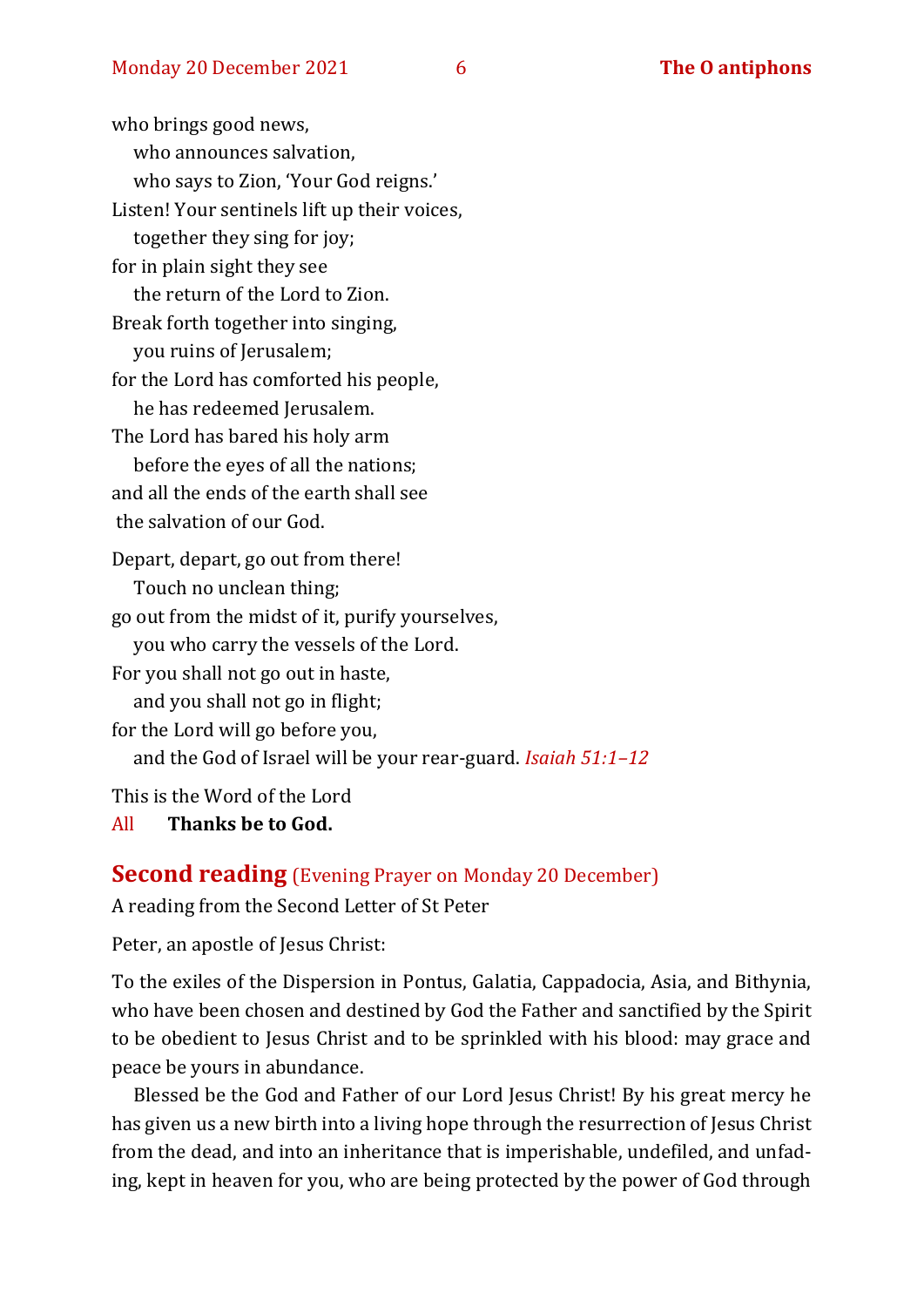who brings good news,
   who announces salvation,
   who says to Zion, 'Your God reigns.'
Listen! Your sentinels lift up their voices,
   together they sing for joy;
for in plain sight they see
   the return of the Lord to Zion.
Break forth together into singing,
   you ruins of Jerusalem;
for the Lord has comforted his people,
   he has redeemed Jerusalem.
The Lord has bared his holy arm
   before the eyes of all the nations;
and all the ends of the earth shall see
   the salvation of our God.

Depart, depart, go out from there!
   Touch no unclean thing;
go out from the midst of it, purify yourselves,
   you who carry the vessels of the Lord.
For you shall not go out in haste,
   and you shall not go in flight;
for the Lord will go before you,
   and the God of Israel will be your rear-guard. *Isaiah 51:1–12*

This is the Word of the Lord
All **Thanks be to God.**

## Second reading (Evening Prayer on Monday 20 December)

A reading from the Second Letter of St Peter

Peter, an apostle of Jesus Christ:

To the exiles of the Dispersion in Pontus, Galatia, Cappadocia, Asia, and Bithynia, who have been chosen and destined by God the Father and sanctified by the Spirit to be obedient to Jesus Christ and to be sprinkled with his blood: may grace and peace be yours in abundance.

Blessed be the God and Father of our Lord Jesus Christ! By his great mercy he has given us a new birth into a living hope through the resurrection of Jesus Christ from the dead, and into an inheritance that is imperishable, undefiled, and unfading, kept in heaven for you, who are being protected by the power of God through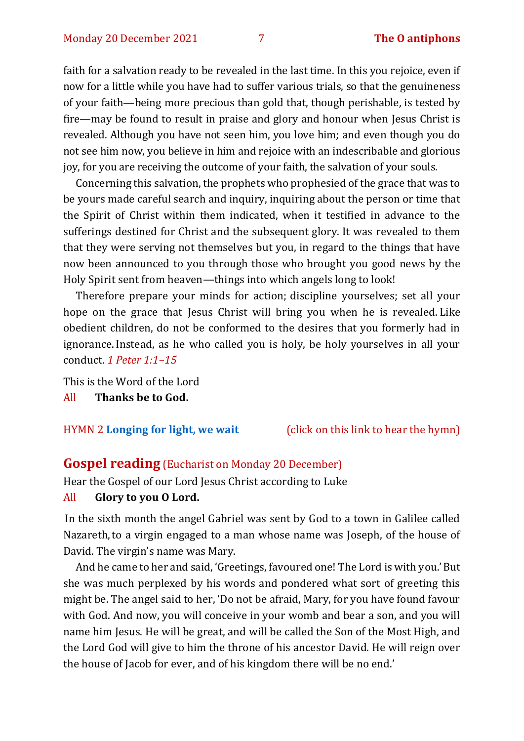faith for a salvation ready to be revealed in the last time. In this you rejoice, even if now for a little while you have had to suffer various trials, so that the genuineness of your faith—being more precious than gold that, though perishable, is tested by fire—may be found to result in praise and glory and honour when Jesus Christ is revealed. Although you have not seen him, you love him; and even though you do not see him now, you believe in him and rejoice with an indescribable and glorious joy, for you are receiving the outcome of your faith, the salvation of your souls.

Concerning this salvation, the prophets who prophesied of the grace that was to be yours made careful search and inquiry, inquiring about the person or time that the Spirit of Christ within them indicated, when it testified in advance to the sufferings destined for Christ and the subsequent glory. It was revealed to them that they were serving not themselves but you, in regard to the things that have now been announced to you through those who brought you good news by the Holy Spirit sent from heaven—things into which angels long to look!

Therefore prepare your minds for action; discipline yourselves; set all your hope on the grace that Jesus Christ will bring you when he is revealed. Like obedient children, do not be conformed to the desires that you formerly had in ignorance. Instead, as he who called you is holy, be holy yourselves in all your conduct. *1 Peter 1:1–15*

This is the Word of the Lord
All **Thanks be to God.**

HYMN 2 **Longing for light, we wait** (click on this link to hear the hymn)

## Gospel reading (Eucharist on Monday 20 December)

Hear the Gospel of our Lord Jesus Christ according to Luke
All **Glory to you O Lord.**

In the sixth month the angel Gabriel was sent by God to a town in Galilee called Nazareth, to a virgin engaged to a man whose name was Joseph, of the house of David. The virgin's name was Mary.

And he came to her and said, 'Greetings, favoured one! The Lord is with you.' But she was much perplexed by his words and pondered what sort of greeting this might be. The angel said to her, 'Do not be afraid, Mary, for you have found favour with God. And now, you will conceive in your womb and bear a son, and you will name him Jesus. He will be great, and will be called the Son of the Most High, and the Lord God will give to him the throne of his ancestor David. He will reign over the house of Jacob for ever, and of his kingdom there will be no end.'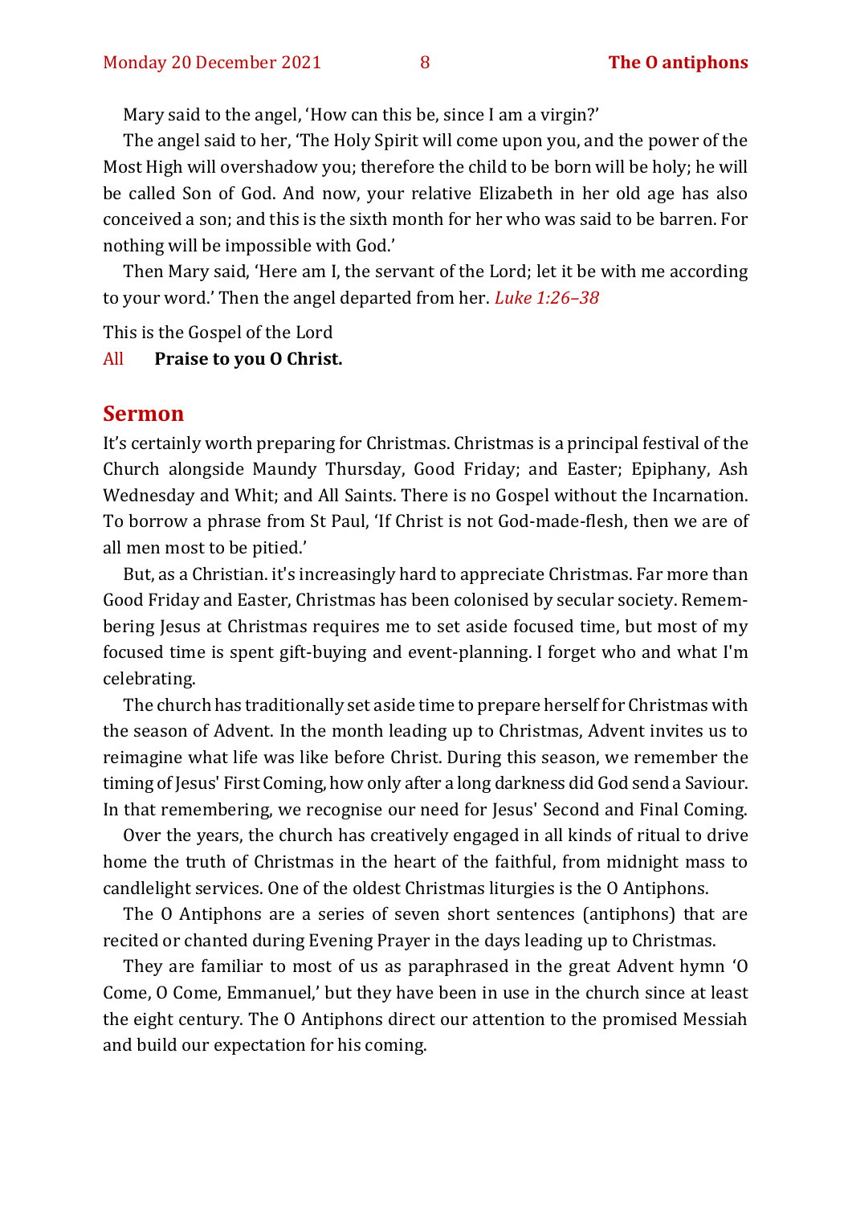Mary said to the angel, 'How can this be, since I am a virgin?'

The angel said to her, 'The Holy Spirit will come upon you, and the power of the Most High will overshadow you; therefore the child to be born will be holy; he will be called Son of God. And now, your relative Elizabeth in her old age has also conceived a son; and this is the sixth month for her who was said to be barren. For nothing will be impossible with God.'

Then Mary said, 'Here am I, the servant of the Lord; let it be with me according to your word.' Then the angel departed from her. *Luke 1:26–38*

This is the Gospel of the Lord

All **Praise to you O Christ.**

## Sermon

It's certainly worth preparing for Christmas. Christmas is a principal festival of the Church alongside Maundy Thursday, Good Friday; and Easter; Epiphany, Ash Wednesday and Whit; and All Saints. There is no Gospel without the Incarnation. To borrow a phrase from St Paul, 'If Christ is not God-made-flesh, then we are of all men most to be pitied.'

But, as a Christian. it's increasingly hard to appreciate Christmas. Far more than Good Friday and Easter, Christmas has been colonised by secular society. Remembering Jesus at Christmas requires me to set aside focused time, but most of my focused time is spent gift-buying and event-planning. I forget who and what I'm celebrating.

The church has traditionally set aside time to prepare herself for Christmas with the season of Advent. In the month leading up to Christmas, Advent invites us to reimagine what life was like before Christ. During this season, we remember the timing of Jesus' First Coming, how only after a long darkness did God send a Saviour. In that remembering, we recognise our need for Jesus' Second and Final Coming.

Over the years, the church has creatively engaged in all kinds of ritual to drive home the truth of Christmas in the heart of the faithful, from midnight mass to candlelight services. One of the oldest Christmas liturgies is the O Antiphons.

The O Antiphons are a series of seven short sentences (antiphons) that are recited or chanted during Evening Prayer in the days leading up to Christmas.

They are familiar to most of us as paraphrased in the great Advent hymn 'O Come, O Come, Emmanuel,' but they have been in use in the church since at least the eight century. The O Antiphons direct our attention to the promised Messiah and build our expectation for his coming.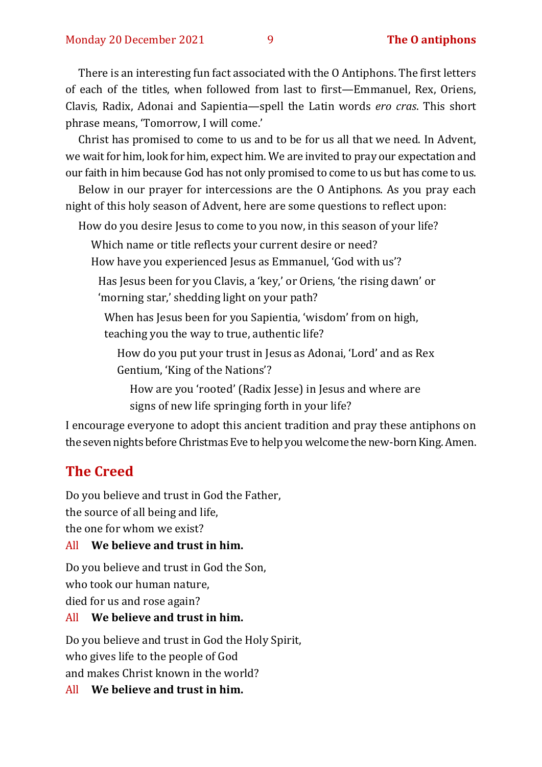There is an interesting fun fact associated with the O Antiphons. The first letters of each of the titles, when followed from last to first—Emmanuel, Rex, Oriens, Clavis, Radix, Adonai and Sapientia—spell the Latin words *ero cras*. This short phrase means, 'Tomorrow, I will come.'

Christ has promised to come to us and to be for us all that we need. In Advent, we wait for him, look for him, expect him. We are invited to pray our expectation and our faith in him because God has not only promised to come to us but has come to us.

Below in our prayer for intercessions are the O Antiphons. As you pray each night of this holy season of Advent, here are some questions to reflect upon:

How do you desire Jesus to come to you now, in this season of your life?

Which name or title reflects your current desire or need?

How have you experienced Jesus as Emmanuel, 'God with us'?

Has Jesus been for you Clavis, a 'key,' or Oriens, 'the rising dawn' or 'morning star,' shedding light on your path?

When has Jesus been for you Sapientia, 'wisdom' from on high, teaching you the way to true, authentic life?

How do you put your trust in Jesus as Adonai, 'Lord' and as Rex Gentium, 'King of the Nations'?

How are you 'rooted' (Radix Jesse) in Jesus and where are signs of new life springing forth in your life?

I encourage everyone to adopt this ancient tradition and pray these antiphons on the seven nights before Christmas Eve to help you welcome the new-born King. Amen.

## The Creed

Do you believe and trust in God the Father,
the source of all being and life,
the one for whom we exist?

All **We believe and trust in him.**

Do you believe and trust in God the Son,
who took our human nature,
died for us and rose again?

All **We believe and trust in him.**

Do you believe and trust in God the Holy Spirit,
who gives life to the people of God
and makes Christ known in the world?

All **We believe and trust in him.**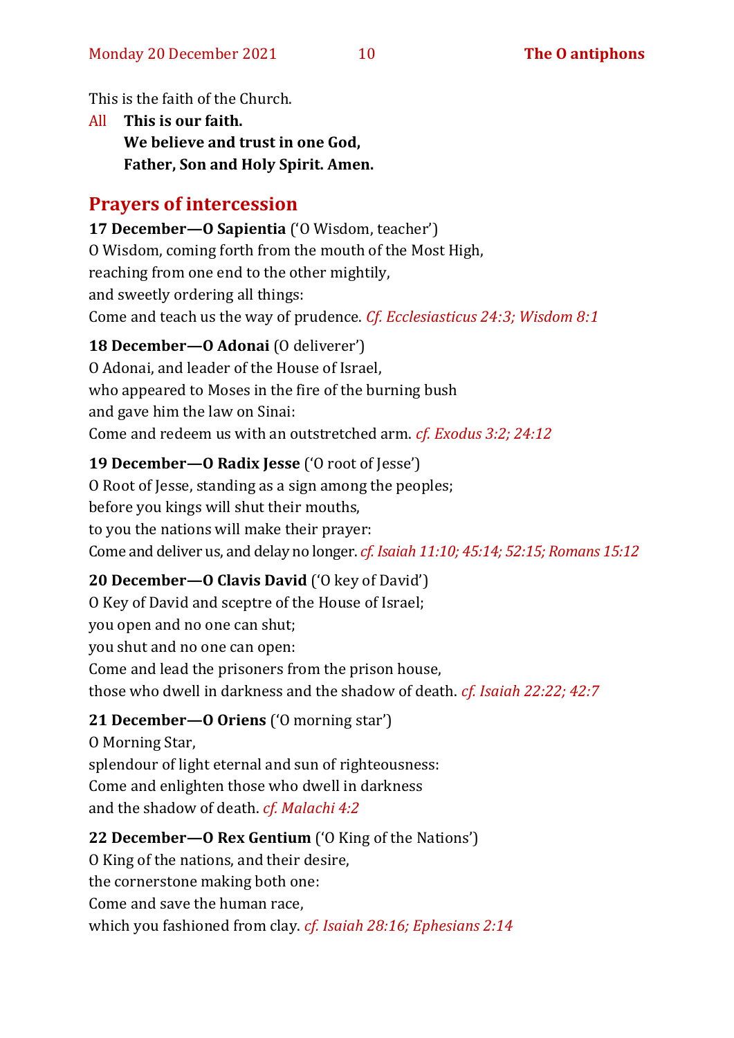This is the faith of the Church.

All **This is our faith.**
**We believe and trust in one God,**
**Father, Son and Holy Spirit. Amen.**

## Prayers of intercession

**17 December—O Sapientia** ('O Wisdom, teacher')
O Wisdom, coming forth from the mouth of the Most High,
reaching from one end to the other mightily,
and sweetly ordering all things:
Come and teach us the way of prudence. *Cf. Ecclesiasticus 24:3; Wisdom 8:1*

**18 December—O Adonai** (O deliverer')
O Adonai, and leader of the House of Israel,
who appeared to Moses in the fire of the burning bush
and gave him the law on Sinai:
Come and redeem us with an outstretched arm. *cf. Exodus 3:2; 24:12*

**19 December—O Radix Jesse** ('O root of Jesse')
O Root of Jesse, standing as a sign among the peoples;
before you kings will shut their mouths,
to you the nations will make their prayer:
Come and deliver us, and delay no longer. *cf. Isaiah 11:10; 45:14; 52:15; Romans 15:12*

**20 December—O Clavis David** ('O key of David')
O Key of David and sceptre of the House of Israel;
you open and no one can shut;
you shut and no one can open:
Come and lead the prisoners from the prison house,
those who dwell in darkness and the shadow of death. *cf. Isaiah 22:22; 42:7*

**21 December—O Oriens** ('O morning star')
O Morning Star,
splendour of light eternal and sun of righteousness:
Come and enlighten those who dwell in darkness
and the shadow of death. *cf. Malachi 4:2*

**22 December—O Rex Gentium** ('O King of the Nations')
O King of the nations, and their desire,
the cornerstone making both one:
Come and save the human race,
which you fashioned from clay. *cf. Isaiah 28:16; Ephesians 2:14*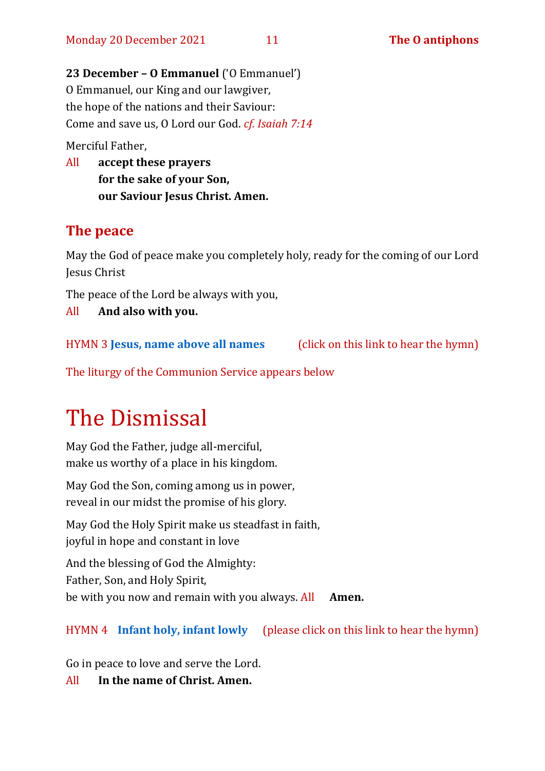**23 December – O Emmanuel** ('O Emmanuel')
O Emmanuel, our King and our lawgiver,
the hope of the nations and their Saviour:
Come and save us, O Lord our God. *cf. Isaiah 7:14*

Merciful Father,

All **accept these prayers**
**for the sake of your Son,**
**our Saviour Jesus Christ. Amen.**

## The peace

May the God of peace make you completely holy, ready for the coming of our Lord Jesus Christ

The peace of the Lord be always with you,

All **And also with you.**

HYMN 3 **Jesus, name above all names** (click on this link to hear the hymn)

The liturgy of the Communion Service appears below

# The Dismissal

May God the Father, judge all-merciful,
make us worthy of a place in his kingdom.

May God the Son, coming among us in power,
reveal in our midst the promise of his glory.

May God the Holy Spirit make us steadfast in faith,
joyful in hope and constant in love

And the blessing of God the Almighty:
Father, Son, and Holy Spirit,
be with you now and remain with you always. All **Amen.**

HYMN 4 **Infant holy, infant lowly** (please click on this link to hear the hymn)

Go in peace to love and serve the Lord.

All **In the name of Christ. Amen.**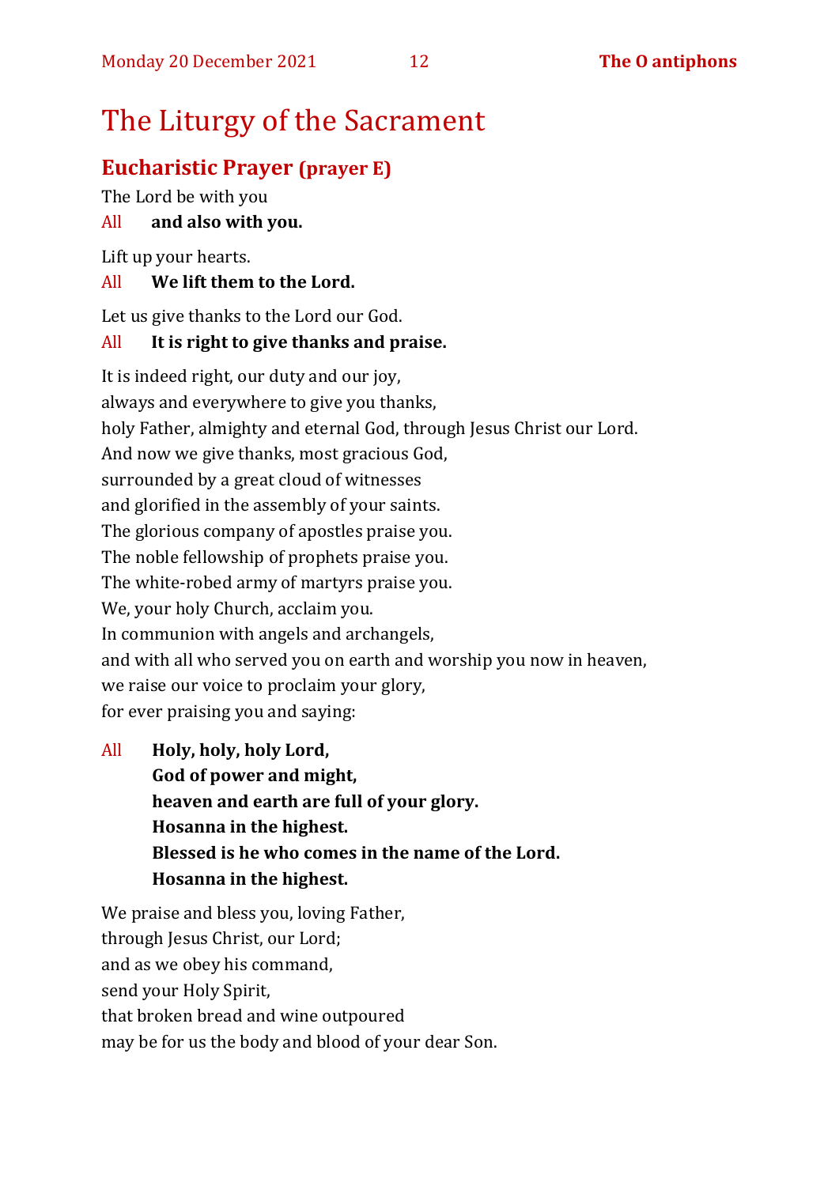# The Liturgy of the Sacrament

## Eucharistic Prayer (prayer E)

The Lord be with you

All **and also with you.**

Lift up your hearts.

All **We lift them to the Lord.**

Let us give thanks to the Lord our God.

All **It is right to give thanks and praise.**

It is indeed right, our duty and our joy,
always and everywhere to give you thanks,
holy Father, almighty and eternal God, through Jesus Christ our Lord.
And now we give thanks, most gracious God,
surrounded by a great cloud of witnesses
and glorified in the assembly of your saints.
The glorious company of apostles praise you.
The noble fellowship of prophets praise you.
The white-robed army of martyrs praise you.
We, your holy Church, acclaim you.
In communion with angels and archangels,
and with all who served you on earth and worship you now in heaven,
we raise our voice to proclaim your glory,
for ever praising you and saying:

All **Holy, holy, holy Lord,**
**God of power and might,**
**heaven and earth are full of your glory.**
**Hosanna in the highest.**
**Blessed is he who comes in the name of the Lord.**
**Hosanna in the highest.**

We praise and bless you, loving Father,
through Jesus Christ, our Lord;
and as we obey his command,
send your Holy Spirit,
that broken bread and wine outpoured
may be for us the body and blood of your dear Son.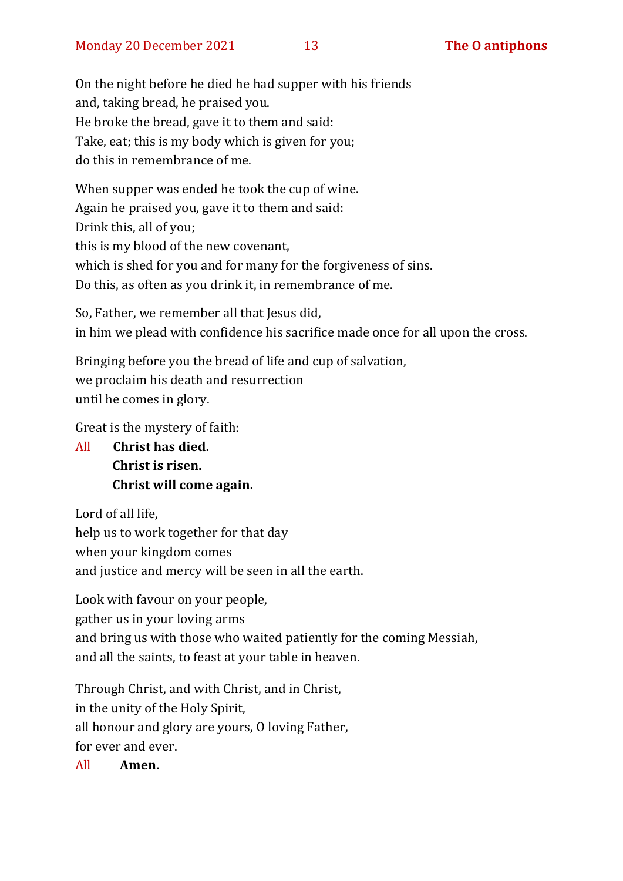On the night before he died he had supper with his friends
and, taking bread, he praised you.
He broke the bread, gave it to them and said:
Take, eat; this is my body which is given for you;
do this in remembrance of me.

When supper was ended he took the cup of wine.
Again he praised you, gave it to them and said:
Drink this, all of you;
this is my blood of the new covenant,
which is shed for you and for many for the forgiveness of sins.
Do this, as often as you drink it, in remembrance of me.

So, Father, we remember all that Jesus did,
in him we plead with confidence his sacrifice made once for all upon the cross.

Bringing before you the bread of life and cup of salvation,
we proclaim his death and resurrection
until he comes in glory.

Great is the mystery of faith:

All **Christ has died.**
**Christ is risen.**
**Christ will come again.**

Lord of all life,
help us to work together for that day
when your kingdom comes
and justice and mercy will be seen in all the earth.

Look with favour on your people,
gather us in your loving arms
and bring us with those who waited patiently for the coming Messiah,
and all the saints, to feast at your table in heaven.

Through Christ, and with Christ, and in Christ,
in the unity of the Holy Spirit,
all honour and glory are yours, O loving Father,
for ever and ever.

All **Amen.**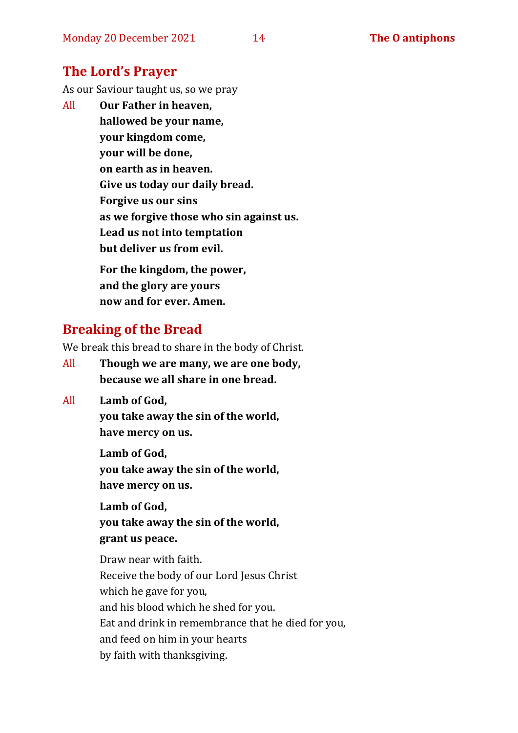## The Lord's Prayer

As our Saviour taught us, so we pray

All **Our Father in heaven,**
**hallowed be your name,**
**your kingdom come,**
**your will be done,**
**on earth as in heaven.**
**Give us today our daily bread.**
**Forgive us our sins**
**as we forgive those who sin against us.**
**Lead us not into temptation**
**but deliver us from evil.**

**For the kingdom, the power,**
**and the glory are yours**
**now and for ever. Amen.**

## Breaking of the Bread

We break this bread to share in the body of Christ.

All **Though we are many, we are one body,**
**because we all share in one bread.**

All **Lamb of God,**
**you take away the sin of the world,**
**have mercy on us.**

**Lamb of God,**
**you take away the sin of the world,**
**have mercy on us.**

**Lamb of God,**
**you take away the sin of the world,**
**grant us peace.**

Draw near with faith.
Receive the body of our Lord Jesus Christ
which he gave for you,
and his blood which he shed for you.
Eat and drink in remembrance that he died for you,
and feed on him in your hearts
by faith with thanksgiving.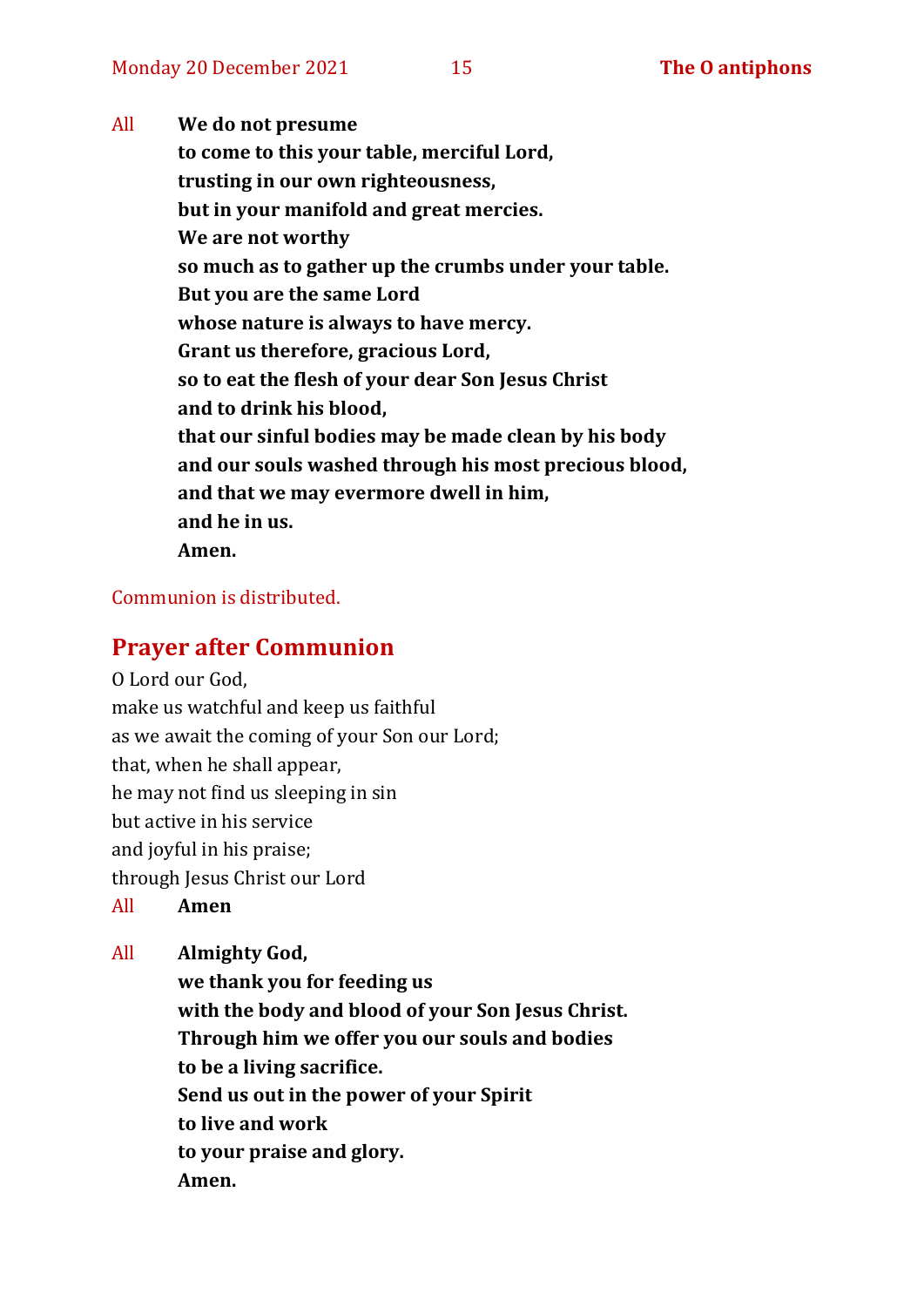All **We do not presume**
**to come to this your table, merciful Lord,**
**trusting in our own righteousness,**
**but in your manifold and great mercies.**
**We are not worthy**
**so much as to gather up the crumbs under your table.**
**But you are the same Lord**
**whose nature is always to have mercy.**
**Grant us therefore, gracious Lord,**
**so to eat the flesh of your dear Son Jesus Christ**
**and to drink his blood,**
**that our sinful bodies may be made clean by his body**
**and our souls washed through his most precious blood,**
**and that we may evermore dwell in him,**
**and he in us.**
**Amen.**

Communion is distributed.

## Prayer after Communion

O Lord our God,
make us watchful and keep us faithful
as we await the coming of your Son our Lord;
that, when he shall appear,
he may not find us sleeping in sin
but active in his service
and joyful in his praise;
through Jesus Christ our Lord

All **Amen**

All **Almighty God,**
**we thank you for feeding us**
**with the body and blood of your Son Jesus Christ.**
**Through him we offer you our souls and bodies**
**to be a living sacrifice.**
**Send us out in the power of your Spirit**
**to live and work**
**to your praise and glory.**
**Amen.**